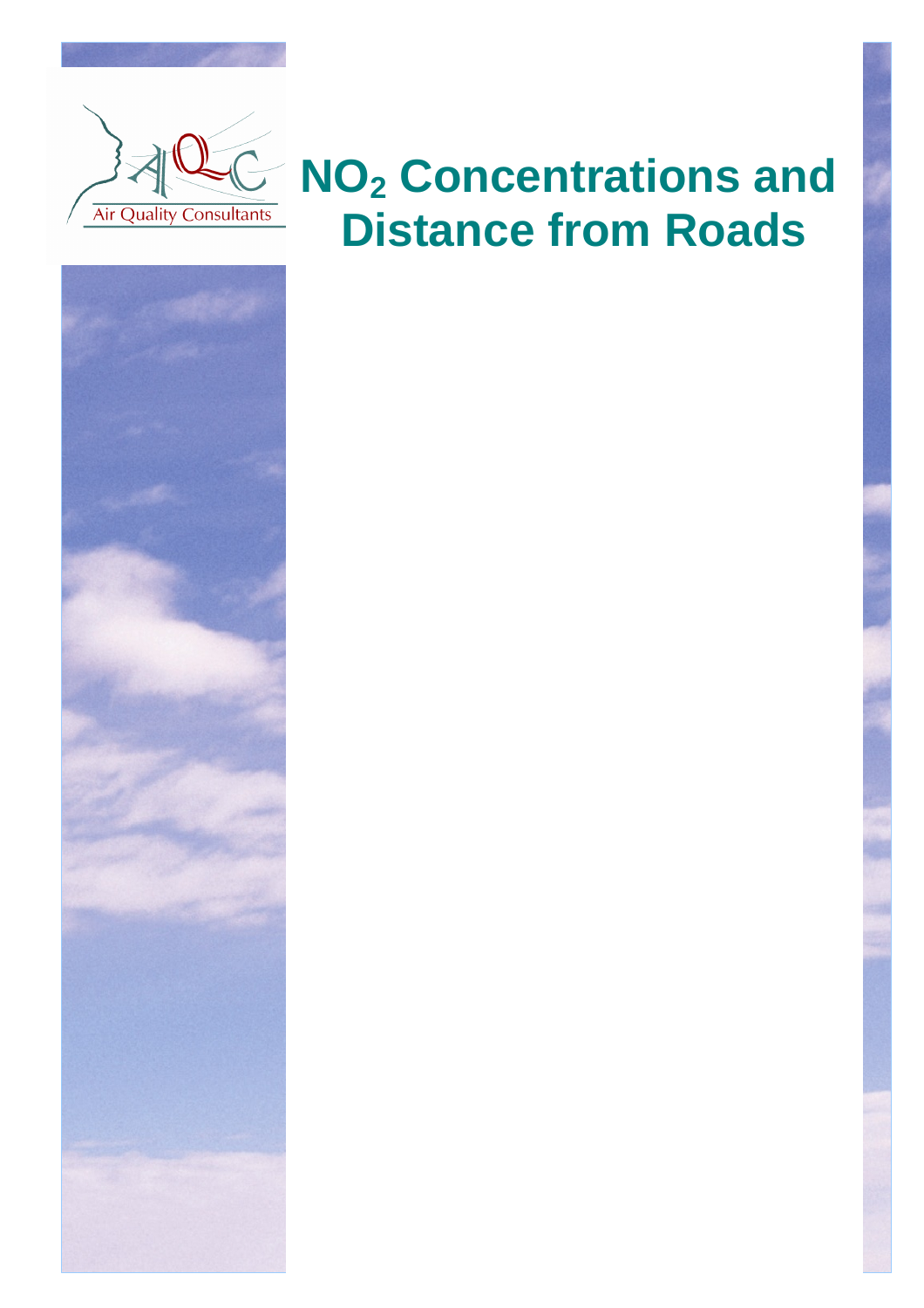Air Quality Consultants

# $NO_2$ Concentrations and Distance from Roads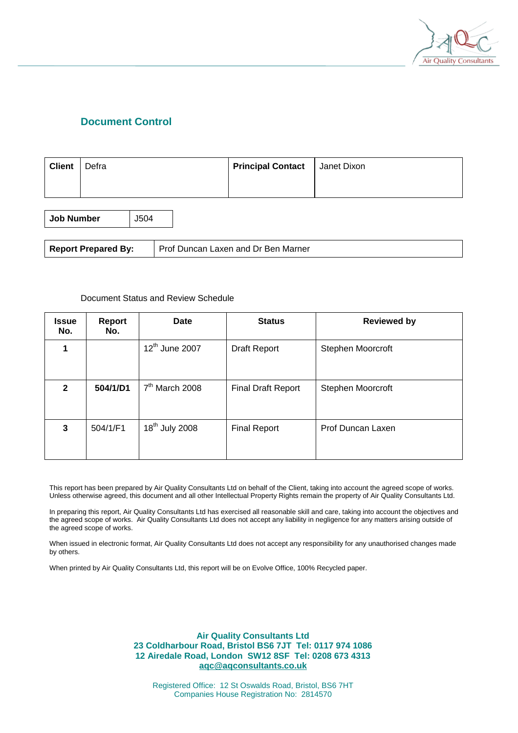## Document Control

| Client | Defra | Principal Contact | Janet Dixon |
|---|---|---|---|

| Job Number | J504 |
|---|---|

| Report Prepared By: | Prof Duncan Laxen and Dr Ben Marner |
|---|---|

Document Status and Review Schedule

| Issue No. | Report No. | Date | Status | Reviewed by |
|---|---|---|---|---|
| 1 | | 12th June 2007 | Draft Report | Stephen Moorcroft |
| 2 | **504/1/D1** | 7th March 2008 | Final Draft Report | Stephen Moorcroft |
| 3 | 504/1/F1 | 18th July 2008 | Final Report | Prof Duncan Laxen |

This report has been prepared by Air Quality Consultants Ltd on behalf of the Client, taking into account the agreed scope of works. Unless otherwise agreed, this document and all other Intellectual Property Rights remain the property of Air Quality Consultants Ltd.

In preparing this report, Air Quality Consultants Ltd has exercised all reasonable skill and care, taking into account the objectives and the agreed scope of works. Air Quality Consultants Ltd does not accept any liability in negligence for any matters arising outside of the agreed scope of works.

When issued in electronic format, Air Quality Consultants Ltd does not accept any responsibility for any unauthorised changes made by others.

When printed by Air Quality Consultants Ltd, this report will be on Evolve Office, 100% Recycled paper.

**Air Quality Consultants Ltd**
**23 Coldharbour Road, Bristol BS6 7JT Tel: 0117 974 1086**
**12 Airedale Road, London SW12 8SF Tel: 0208 673 4313**
**aqc@aqconsultants.co.uk**

Registered Office: 12 St Oswalds Road, Bristol, BS6 7HT
Companies House Registration No: 2814570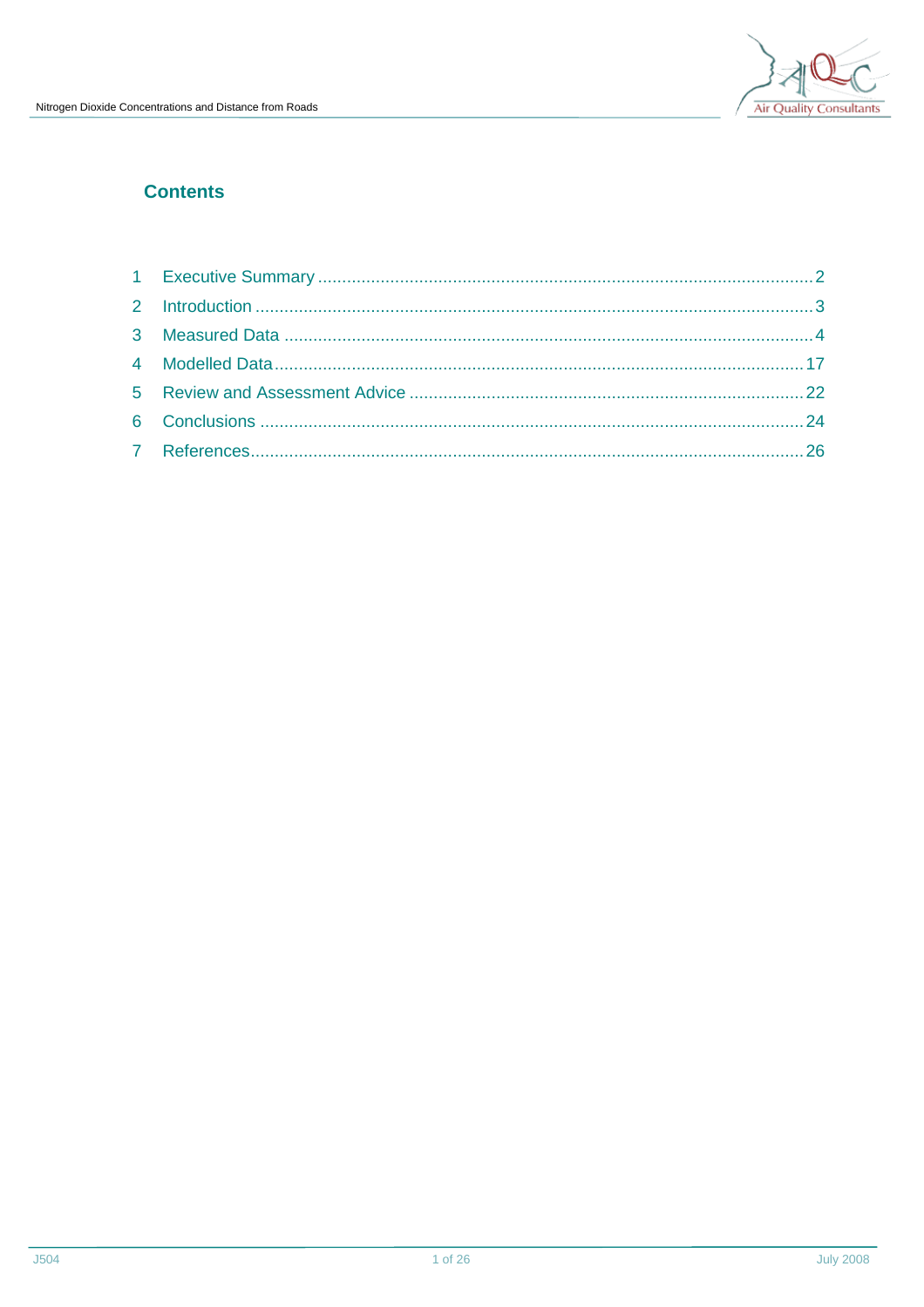## Contents

1 Executive Summary ........................................................................................................ 2
2 Introduction .................................................................................................................... 3
3 Measured Data ................................................................................................................ 4
4 Modelled Data ............................................................................................................... 17
5 Review and Assessment Advice .................................................................................. 22
6 Conclusions .................................................................................................................. 24
7 References..................................................................................................................... 26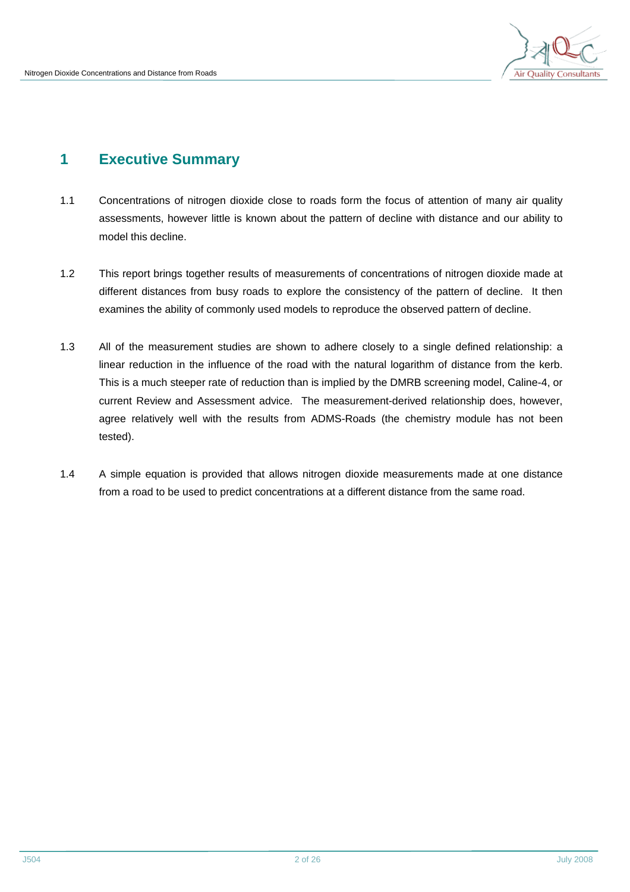# 1 Executive Summary

1.1 Concentrations of nitrogen dioxide close to roads form the focus of attention of many air quality assessments, however little is known about the pattern of decline with distance and our ability to model this decline.

1.2 This report brings together results of measurements of concentrations of nitrogen dioxide made at different distances from busy roads to explore the consistency of the pattern of decline. It then examines the ability of commonly used models to reproduce the observed pattern of decline.

1.3 All of the measurement studies are shown to adhere closely to a single defined relationship: a linear reduction in the influence of the road with the natural logarithm of distance from the kerb. This is a much steeper rate of reduction than is implied by the DMRB screening model, Caline-4, or current Review and Assessment advice. The measurement-derived relationship does, however, agree relatively well with the results from ADMS-Roads (the chemistry module has not been tested).

1.4 A simple equation is provided that allows nitrogen dioxide measurements made at one distance from a road to be used to predict concentrations at a different distance from the same road.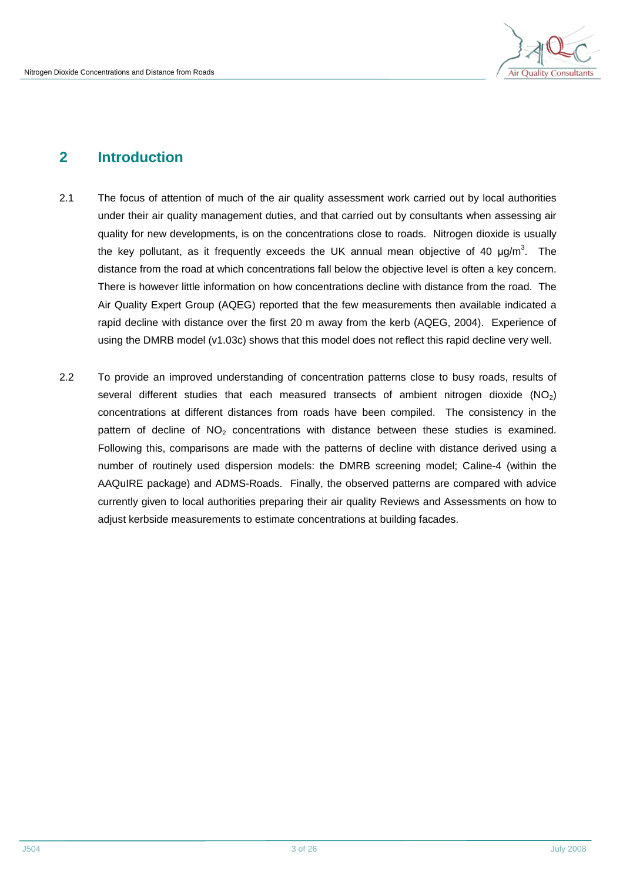## 2 Introduction

2.1 The focus of attention of much of the air quality assessment work carried out by local authorities under their air quality management duties, and that carried out by consultants when assessing air quality for new developments, is on the concentrations close to roads. Nitrogen dioxide is usually the key pollutant, as it frequently exceeds the UK annual mean objective of 40 µg/m$^3$. The distance from the road at which concentrations fall below the objective level is often a key concern. There is however little information on how concentrations decline with distance from the road. The Air Quality Expert Group (AQEG) reported that the few measurements then available indicated a rapid decline with distance over the first 20 m away from the kerb (AQEG, 2004). Experience of using the DMRB model (v1.03c) shows that this model does not reflect this rapid decline very well.

2.2 To provide an improved understanding of concentration patterns close to busy roads, results of several different studies that each measured transects of ambient nitrogen dioxide ($NO_2$) concentrations at different distances from roads have been compiled. The consistency in the pattern of decline of $NO_2$ concentrations with distance between these studies is examined. Following this, comparisons are made with the patterns of decline with distance derived using a number of routinely used dispersion models: the DMRB screening model; Caline-4 (within the AAQuIRE package) and ADMS-Roads. Finally, the observed patterns are compared with advice currently given to local authorities preparing their air quality Reviews and Assessments on how to adjust kerbside measurements to estimate concentrations at building facades.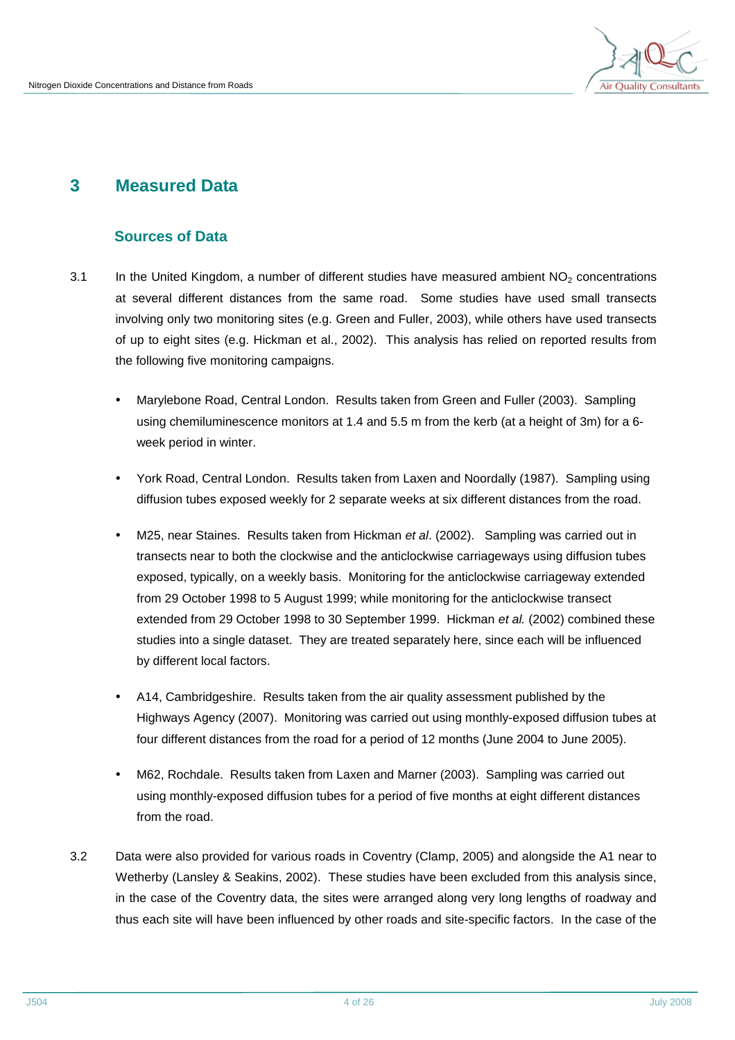# 3 Measured Data

## Sources of Data

3.1 In the United Kingdom, a number of different studies have measured ambient $NO_2$ concentrations at several different distances from the same road. Some studies have used small transects involving only two monitoring sites (e.g. Green and Fuller, 2003), while others have used transects of up to eight sites (e.g. Hickman et al., 2002). This analysis has relied on reported results from the following five monitoring campaigns.

- Marylebone Road, Central London. Results taken from Green and Fuller (2003). Sampling using chemiluminescence monitors at 1.4 and 5.5 m from the kerb (at a height of 3m) for a 6-week period in winter.
- York Road, Central London. Results taken from Laxen and Noordally (1987). Sampling using diffusion tubes exposed weekly for 2 separate weeks at six different distances from the road.
- M25, near Staines. Results taken from Hickman *et al*. (2002). Sampling was carried out in transects near to both the clockwise and the anticlockwise carriageways using diffusion tubes exposed, typically, on a weekly basis. Monitoring for the anticlockwise carriageway extended from 29 October 1998 to 5 August 1999; while monitoring for the anticlockwise transect extended from 29 October 1998 to 30 September 1999. Hickman *et al.* (2002) combined these studies into a single dataset. They are treated separately here, since each will be influenced by different local factors.
- A14, Cambridgeshire. Results taken from the air quality assessment published by the Highways Agency (2007). Monitoring was carried out using monthly-exposed diffusion tubes at four different distances from the road for a period of 12 months (June 2004 to June 2005).
- M62, Rochdale. Results taken from Laxen and Marner (2003). Sampling was carried out using monthly-exposed diffusion tubes for a period of five months at eight different distances from the road.

3.2 Data were also provided for various roads in Coventry (Clamp, 2005) and alongside the A1 near to Wetherby (Lansley & Seakins, 2002). These studies have been excluded from this analysis since, in the case of the Coventry data, the sites were arranged along very long lengths of roadway and thus each site will have been influenced by other roads and site-specific factors. In the case of the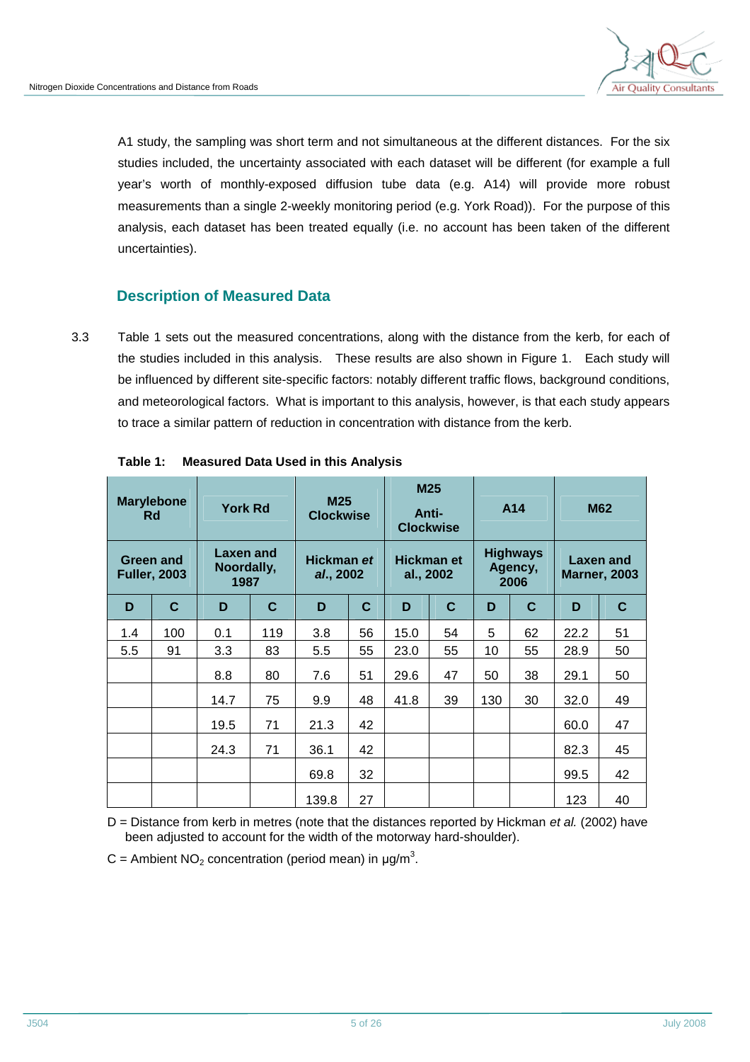A1 study, the sampling was short term and not simultaneous at the different distances. For the six studies included, the uncertainty associated with each dataset will be different (for example a full year's worth of monthly-exposed diffusion tube data (e.g. A14) will provide more robust measurements than a single 2-weekly monitoring period (e.g. York Road)). For the purpose of this analysis, each dataset has been treated equally (i.e. no account has been taken of the different uncertainties).

## Description of Measured Data

3.3 Table 1 sets out the measured concentrations, along with the distance from the kerb, for each of the studies included in this analysis. These results are also shown in Figure 1. Each study will be influenced by different site-specific factors: notably different traffic flows, background conditions, and meteorological factors. What is important to this analysis, however, is that each study appears to trace a similar pattern of reduction in concentration with distance from the kerb.

**Table 1: Measured Data Used in this Analysis**

| Marylebone Rd | | York Rd | | M25 Clockwise | | M25 Anti-Clockwise | | A14 | | M62 | |
|---|---|---|---|---|---|---|---|---|---|---|---|
| Green and Fuller, 2003 | | Laxen and Noordally, 1987 | | Hickman *et al.*, 2002 | | Hickman et al., 2002 | | Highways Agency, 2006 | | Laxen and Marner, 2003 | |
| **D** | **C** | **D** | **C** | **D** | **C** | **D** | **C** | **D** | **C** | **D** | **C** |
| 1.4 | 100 | 0.1 | 119 | 3.8 | 56 | 15.0 | 54 | 5 | 62 | 22.2 | 51 |
| 5.5 | 91 | 3.3 | 83 | 5.5 | 55 | 23.0 | 55 | 10 | 55 | 28.9 | 50 |
| | | 8.8 | 80 | 7.6 | 51 | 29.6 | 47 | 50 | 38 | 29.1 | 50 |
| | | 14.7 | 75 | 9.9 | 48 | 41.8 | 39 | 130 | 30 | 32.0 | 49 |
| | | 19.5 | 71 | 21.3 | 42 | | | | | 60.0 | 47 |
| | | 24.3 | 71 | 36.1 | 42 | | | | | 82.3 | 45 |
| | | | | 69.8 | 32 | | | | | 99.5 | 42 |
| | | | | 139.8 | 27 | | | | | 123 | 40 |

D = Distance from kerb in metres (note that the distances reported by Hickman *et al.* (2002) have been adjusted to account for the width of the motorway hard-shoulder).

C = Ambient $NO_2$ concentration (period mean) in $\mu g/m^3$.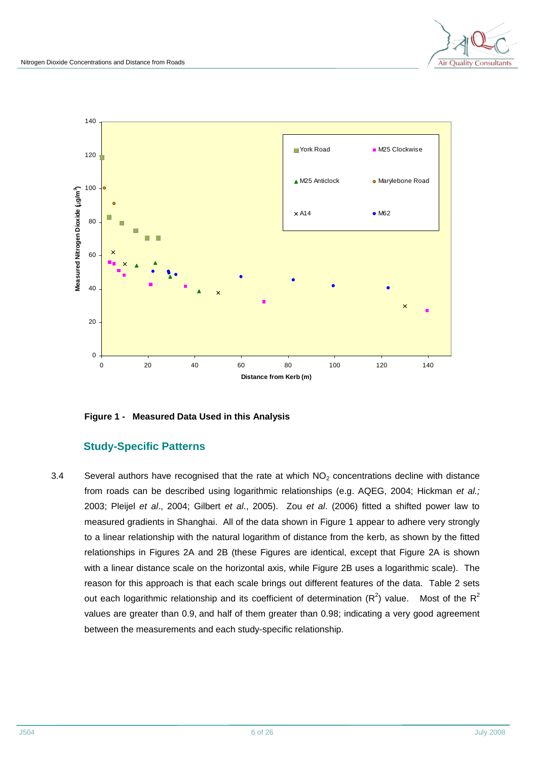Figure 1 - Measured Data Used in this Analysis

## Study-Specific Patterns

3.4 Several authors have recognised that the rate at which $NO_2$ concentrations decline with distance from roads can be described using logarithmic relationships (e.g. AQEG, 2004; Hickman *et al.;* 2003; Pleijel *et al*., 2004; Gilbert *et al*., 2005). Zou *et al*. (2006) fitted a shifted power law to measured gradients in Shanghai. All of the data shown in Figure 1 appear to adhere very strongly to a linear relationship with the natural logarithm of distance from the kerb, as shown by the fitted relationships in Figures 2A and 2B (these Figures are identical, except that Figure 2A is shown with a linear distance scale on the horizontal axis, while Figure 2B uses a logarithmic scale). The reason for this approach is that each scale brings out different features of the data. Table 2 sets out each logarithmic relationship and its coefficient of determination ($R^2$) value. Most of the $R^2$ values are greater than 0.9, and half of them greater than 0.98; indicating a very good agreement between the measurements and each study-specific relationship.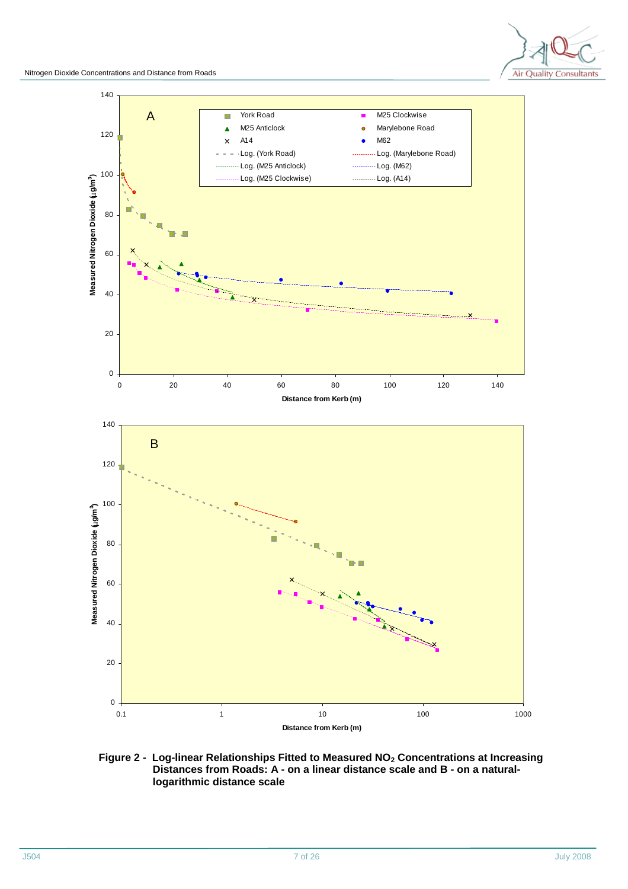**Figure 2 - Log-linear Relationships Fitted to Measured $NO_2$ Concentrations at Increasing Distances from Roads: A - on a linear distance scale and B - on a natural-logarithmic distance scale**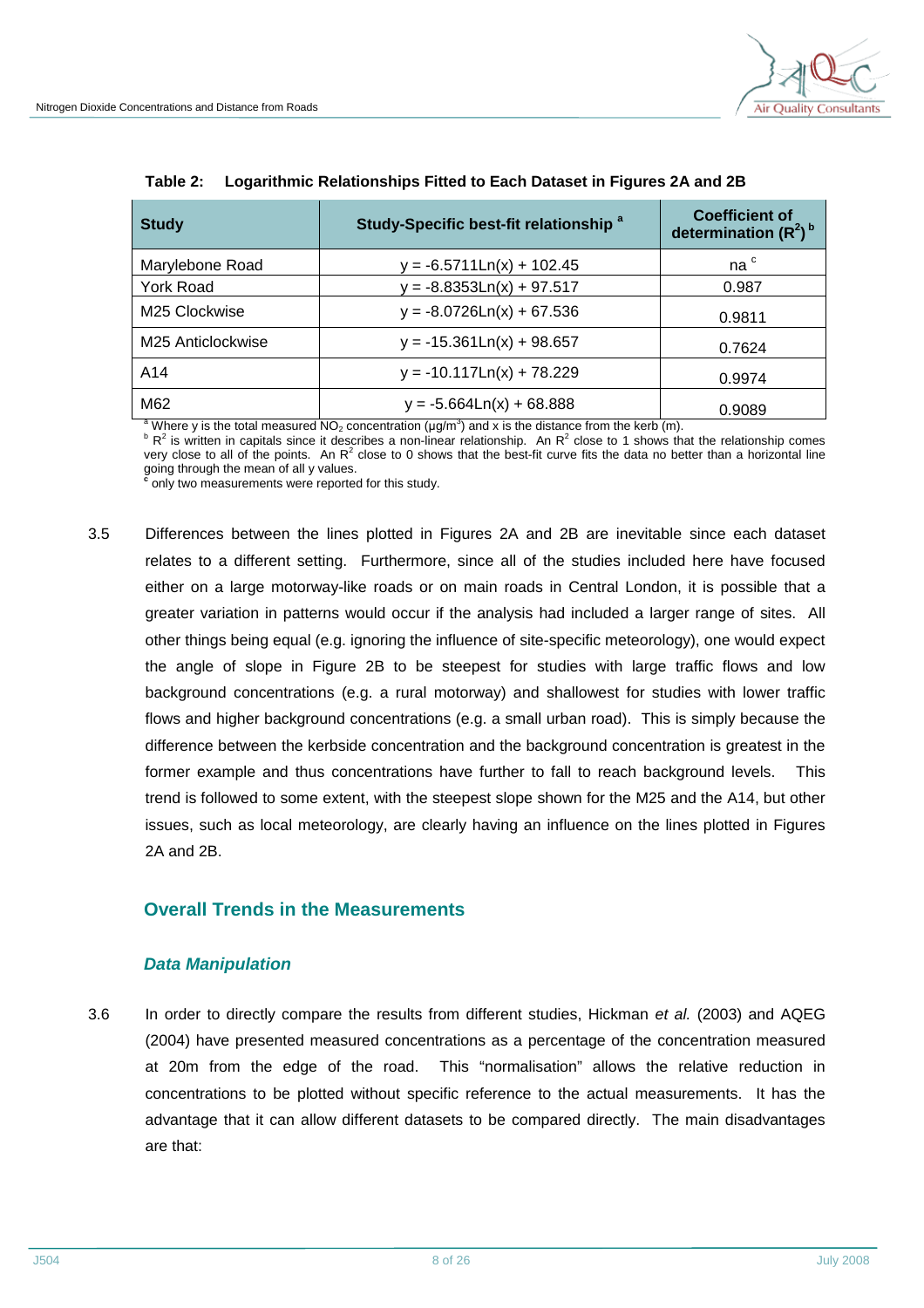**Table 2: Logarithmic Relationships Fitted to Each Dataset in Figures 2A and 2B**

| Study | Study-Specific best-fit relationship [a] | Coefficient of determination ($R^2$) [b] |
|---|---|---|
| Marylebone Road | y = -6.5711Ln(x) + 102.45 | na [c] |
| York Road | y = -8.8353Ln(x) + 97.517 | 0.987 |
| M25 Clockwise | y = -8.0726Ln(x) + 67.536 | 0.9811 |
| M25 Anticlockwise | y = -15.361Ln(x) + 98.657 | 0.7624 |
| A14 | y = -10.117Ln(x) + 78.229 | 0.9974 |
| M62 | y = -5.664Ln(x) + 68.888 | 0.9089 |

[a] Where y is the total measured $NO_2$ concentration (µg/m$^3$) and x is the distance from the kerb (m).

[b] $R^2$ is written in capitals since it describes a non-linear relationship. An $R^2$ close to 1 shows that the relationship comes very close to all of the points. An $R^2$ close to 0 shows that the best-fit curve fits the data no better than a horizontal line going through the mean of all y values.

[c] only two measurements were reported for this study.

3.5 Differences between the lines plotted in Figures 2A and 2B are inevitable since each dataset relates to a different setting. Furthermore, since all of the studies included here have focused either on a large motorway-like roads or on main roads in Central London, it is possible that a greater variation in patterns would occur if the analysis had included a larger range of sites. All other things being equal (e.g. ignoring the influence of site-specific meteorology), one would expect the angle of slope in Figure 2B to be steepest for studies with large traffic flows and low background concentrations (e.g. a rural motorway) and shallowest for studies with lower traffic flows and higher background concentrations (e.g. a small urban road). This is simply because the difference between the kerbside concentration and the background concentration is greatest in the former example and thus concentrations have further to fall to reach background levels. This trend is followed to some extent, with the steepest slope shown for the M25 and the A14, but other issues, such as local meteorology, are clearly having an influence on the lines plotted in Figures 2A and 2B.

## Overall Trends in the Measurements

### *Data Manipulation*

3.6 In order to directly compare the results from different studies, Hickman *et al.* (2003) and AQEG (2004) have presented measured concentrations as a percentage of the concentration measured at 20m from the edge of the road. This "normalisation" allows the relative reduction in concentrations to be plotted without specific reference to the actual measurements. It has the advantage that it can allow different datasets to be compared directly. The main disadvantages are that: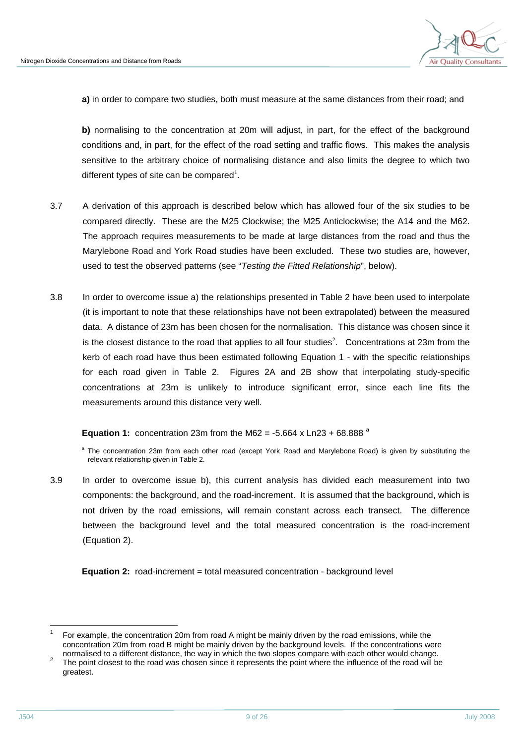**a)** in order to compare two studies, both must measure at the same distances from their road; and

**b)** normalising to the concentration at 20m will adjust, in part, for the effect of the background conditions and, in part, for the effect of the road setting and traffic flows. This makes the analysis sensitive to the arbitrary choice of normalising distance and also limits the degree to which two different types of site can be compared[1].

3.7 A derivation of this approach is described below which has allowed four of the six studies to be compared directly. These are the M25 Clockwise; the M25 Anticlockwise; the A14 and the M62. The approach requires measurements to be made at large distances from the road and thus the Marylebone Road and York Road studies have been excluded. These two studies are, however, used to test the observed patterns (see "*Testing the Fitted Relationship*", below).

3.8 In order to overcome issue a) the relationships presented in Table 2 have been used to interpolate (it is important to note that these relationships have not been extrapolated) between the measured data. A distance of 23m has been chosen for the normalisation. This distance was chosen since it is the closest distance to the road that applies to all four studies[2]. Concentrations at 23m from the kerb of each road have thus been estimated following Equation 1 - with the specific relationships for each road given in Table 2. Figures 2A and 2B show that interpolating study-specific concentrations at 23m is unlikely to introduce significant error, since each line fits the measurements around this distance very well.

**Equation 1:** concentration 23m from the M62 = $-5.664 \times \text{Ln}23 + 68.888$ [a]

[a] The concentration 23m from each other road (except York Road and Marylebone Road) is given by substituting the relevant relationship given in Table 2.

3.9 In order to overcome issue b), this current analysis has divided each measurement into two components: the background, and the road-increment. It is assumed that the background, which is not driven by the road emissions, will remain constant across each transect. The difference between the background level and the total measured concentration is the road-increment (Equation 2).

**Equation 2:** road-increment = total measured concentration - background level

---

[1] For example, the concentration 20m from road A might be mainly driven by the road emissions, while the concentration 20m from road B might be mainly driven by the background levels. If the concentrations were normalised to a different distance, the way in which the two slopes compare with each other would change.

[2] The point closest to the road was chosen since it represents the point where the influence of the road will be greatest.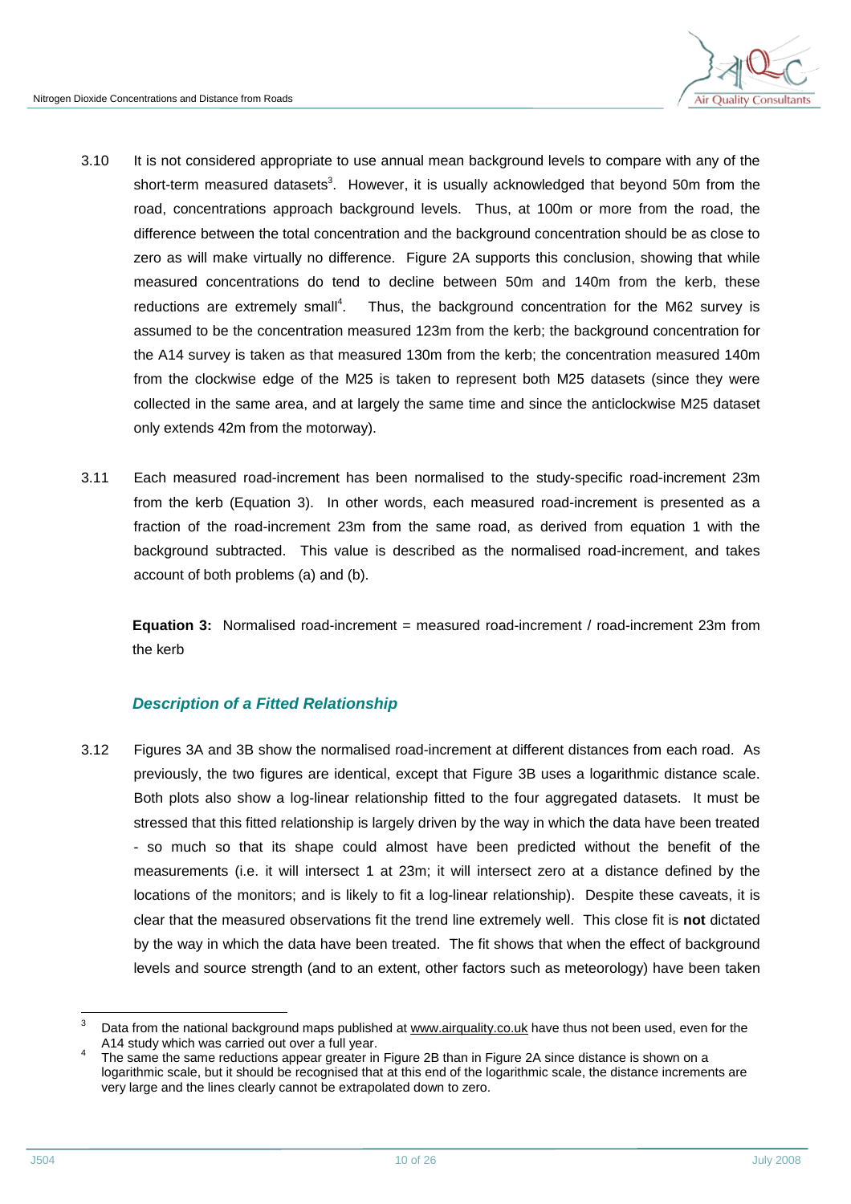3.10 It is not considered appropriate to use annual mean background levels to compare with any of the short-term measured datasets[3]. However, it is usually acknowledged that beyond 50m from the road, concentrations approach background levels. Thus, at 100m or more from the road, the difference between the total concentration and the background concentration should be as close to zero as will make virtually no difference. Figure 2A supports this conclusion, showing that while measured concentrations do tend to decline between 50m and 140m from the kerb, these reductions are extremely small[4]. Thus, the background concentration for the M62 survey is assumed to be the concentration measured 123m from the kerb; the background concentration for the A14 survey is taken as that measured 130m from the kerb; the concentration measured 140m from the clockwise edge of the M25 is taken to represent both M25 datasets (since they were collected in the same area, and at largely the same time and since the anticlockwise M25 dataset only extends 42m from the motorway).

3.11 Each measured road-increment has been normalised to the study-specific road-increment 23m from the kerb (Equation 3). In other words, each measured road-increment is presented as a fraction of the road-increment 23m from the same road, as derived from equation 1 with the background subtracted. This value is described as the normalised road-increment, and takes account of both problems (a) and (b).

**Equation 3:** Normalised road-increment = measured road-increment / road-increment 23m from the kerb

### *Description of a Fitted Relationship*

3.12 Figures 3A and 3B show the normalised road-increment at different distances from each road. As previously, the two figures are identical, except that Figure 3B uses a logarithmic distance scale. Both plots also show a log-linear relationship fitted to the four aggregated datasets. It must be stressed that this fitted relationship is largely driven by the way in which the data have been treated - so much so that its shape could almost have been predicted without the benefit of the measurements (i.e. it will intersect 1 at 23m; it will intersect zero at a distance defined by the locations of the monitors; and is likely to fit a log-linear relationship). Despite these caveats, it is clear that the measured observations fit the trend line extremely well. This close fit is **not** dictated by the way in which the data have been treated. The fit shows that when the effect of background levels and source strength (and to an extent, other factors such as meteorology) have been taken

---

[3] Data from the national background maps published at www.airquality.co.uk have thus not been used, even for the A14 study which was carried out over a full year.

[4] The same reductions appear greater in Figure 2B than in Figure 2A since distance is shown on a logarithmic scale, but it should be recognised that at this end of the logarithmic scale, the distance increments are very large and the lines clearly cannot be extrapolated down to zero.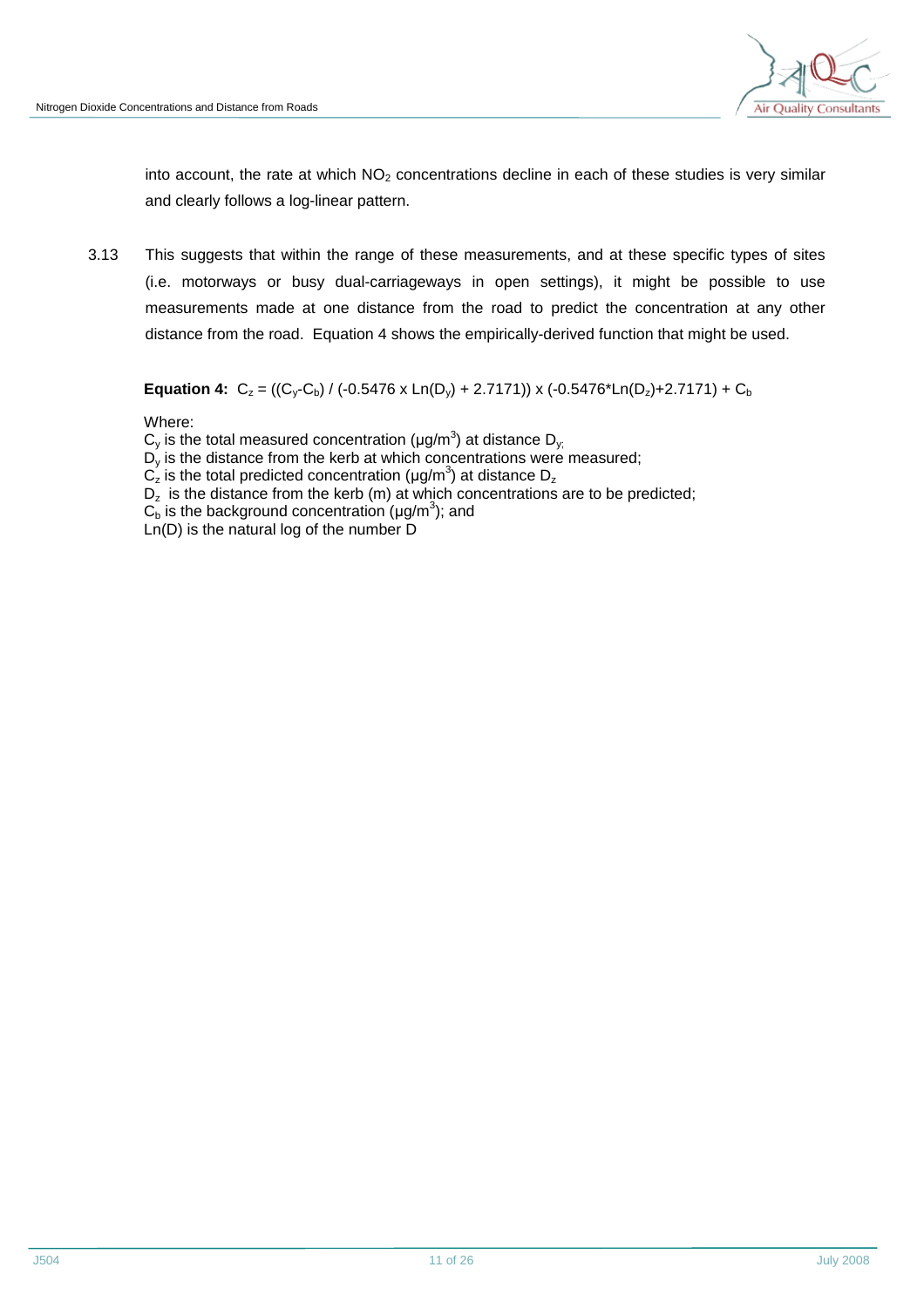into account, the rate at which $NO_2$ concentrations decline in each of these studies is very similar and clearly follows a log-linear pattern.

3.13 This suggests that within the range of these measurements, and at these specific types of sites (i.e. motorways or busy dual-carriageways in open settings), it might be possible to use measurements made at one distance from the road to predict the concentration at any other distance from the road. Equation 4 shows the empirically-derived function that might be used.

**Equation 4:** $C_z = ((C_y - C_b) / (-0.5476 \times Ln(D_y) + 2.7171)) \times (-0.5476 * Ln(D_z) + 2.7171) + C_b$

Where:

$C_y$ is the total measured concentration (µg/m$^3$) at distance $D_y$;
$D_y$ is the distance from the kerb at which concentrations were measured;
$C_z$ is the total predicted concentration (µg/m$^3$) at distance $D_z$
$D_z$ is the distance from the kerb (m) at which concentrations are to be predicted;
$C_b$ is the background concentration (µg/m$^3$); and
Ln(D) is the natural log of the number D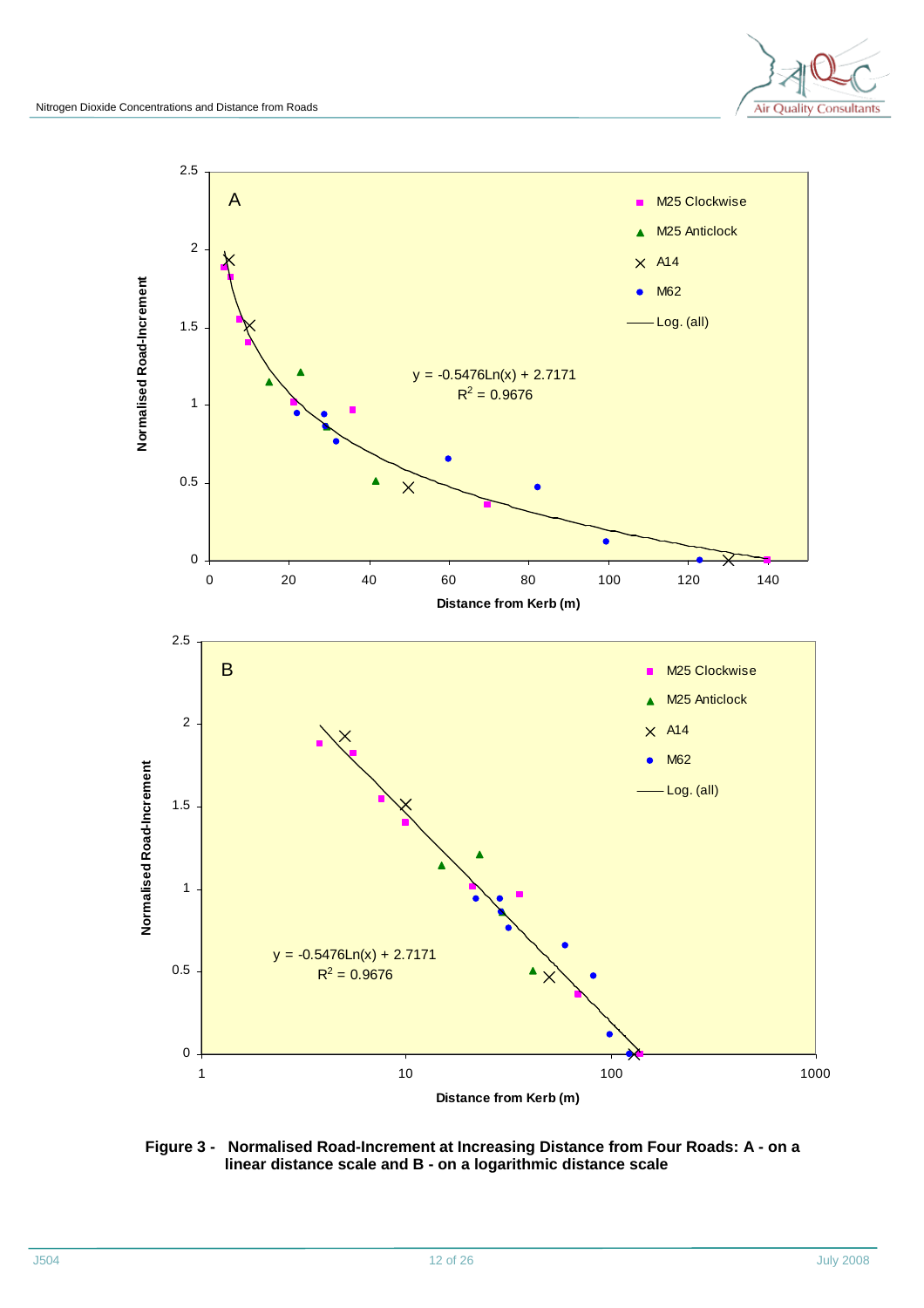**Figure 3 - Normalised Road-Increment at Increasing Distance from Four Roads: A - on a linear distance scale and B - on a logarithmic distance scale**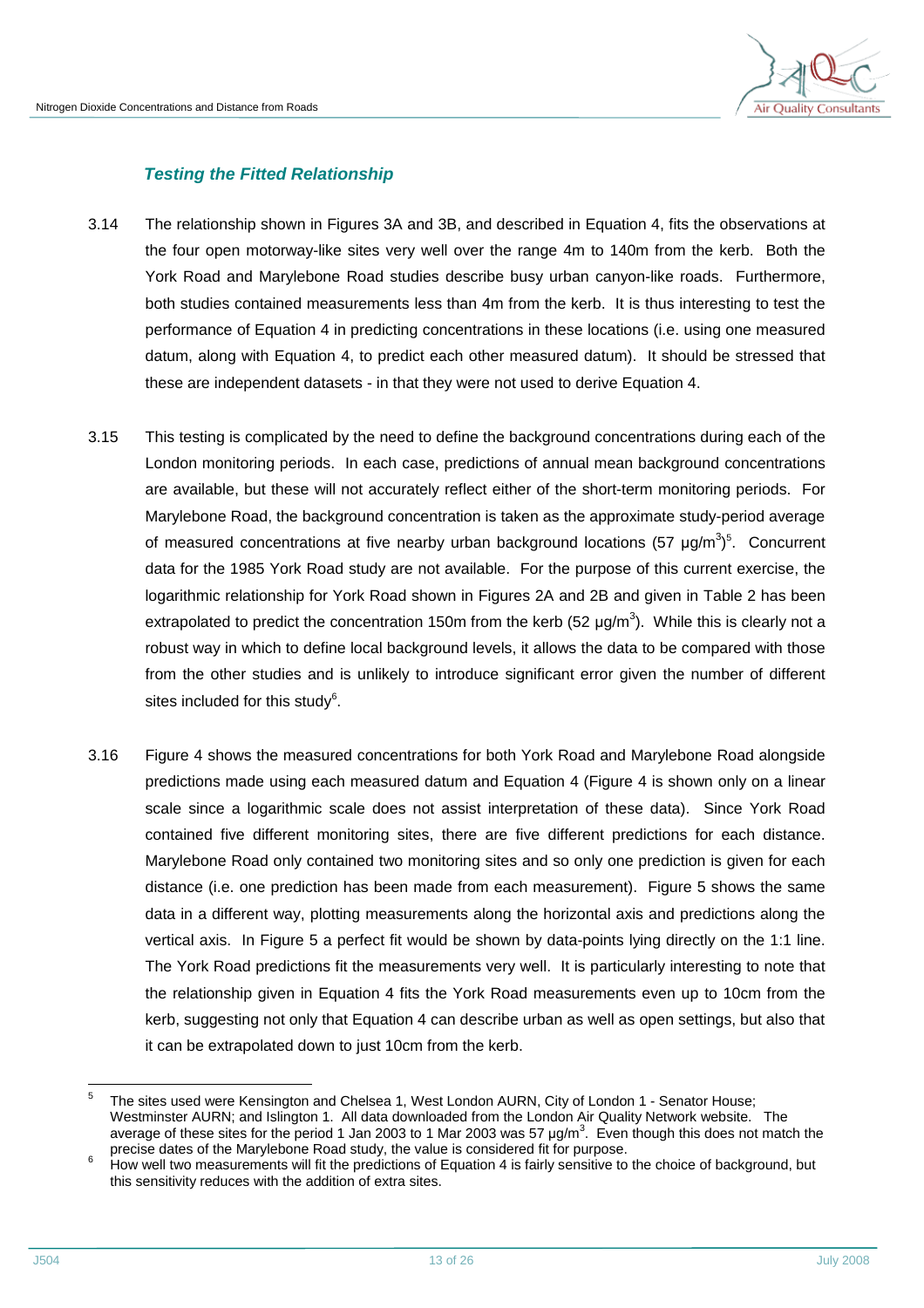### *Testing the Fitted Relationship*

3.14 The relationship shown in Figures 3A and 3B, and described in Equation 4, fits the observations at the four open motorway-like sites very well over the range 4m to 140m from the kerb. Both the York Road and Marylebone Road studies describe busy urban canyon-like roads. Furthermore, both studies contained measurements less than 4m from the kerb. It is thus interesting to test the performance of Equation 4 in predicting concentrations in these locations (i.e. using one measured datum, along with Equation 4, to predict each other measured datum). It should be stressed that these are independent datasets - in that they were not used to derive Equation 4.

3.15 This testing is complicated by the need to define the background concentrations during each of the London monitoring periods. In each case, predictions of annual mean background concentrations are available, but these will not accurately reflect either of the short-term monitoring periods. For Marylebone Road, the background concentration is taken as the approximate study-period average of measured concentrations at five nearby urban background locations (57 $\mu g/m^3$)[5]. Concurrent data for the 1985 York Road study are not available. For the purpose of this current exercise, the logarithmic relationship for York Road shown in Figures 2A and 2B and given in Table 2 has been extrapolated to predict the concentration 150m from the kerb (52 $\mu g/m^3$). While this is clearly not a robust way in which to define local background levels, it allows the data to be compared with those from the other studies and is unlikely to introduce significant error given the number of different sites included for this study[6].

3.16 Figure 4 shows the measured concentrations for both York Road and Marylebone Road alongside predictions made using each measured datum and Equation 4 (Figure 4 is shown only on a linear scale since a logarithmic scale does not assist interpretation of these data). Since York Road contained five different monitoring sites, there are five different predictions for each distance. Marylebone Road only contained two monitoring sites and so only one prediction is given for each distance (i.e. one prediction has been made from each measurement). Figure 5 shows the same data in a different way, plotting measurements along the horizontal axis and predictions along the vertical axis. In Figure 5 a perfect fit would be shown by data-points lying directly on the 1:1 line. The York Road predictions fit the measurements very well. It is particularly interesting to note that the relationship given in Equation 4 fits the York Road measurements even up to 10cm from the kerb, suggesting not only that Equation 4 can describe urban as well as open settings, but also that it can be extrapolated down to just 10cm from the kerb.

---

[5] The sites used were Kensington and Chelsea 1, West London AURN, City of London 1 - Senator House; Westminster AURN; and Islington 1. All data downloaded from the London Air Quality Network website. The average of these sites for the period 1 Jan 2003 to 1 Mar 2003 was 57 $\mu g/m^3$. Even though this does not match the precise dates of the Marylebone Road study, the value is considered fit for purpose.

[6] How well two measurements will fit the predictions of Equation 4 is fairly sensitive to the choice of background, but this sensitivity reduces with the addition of extra sites.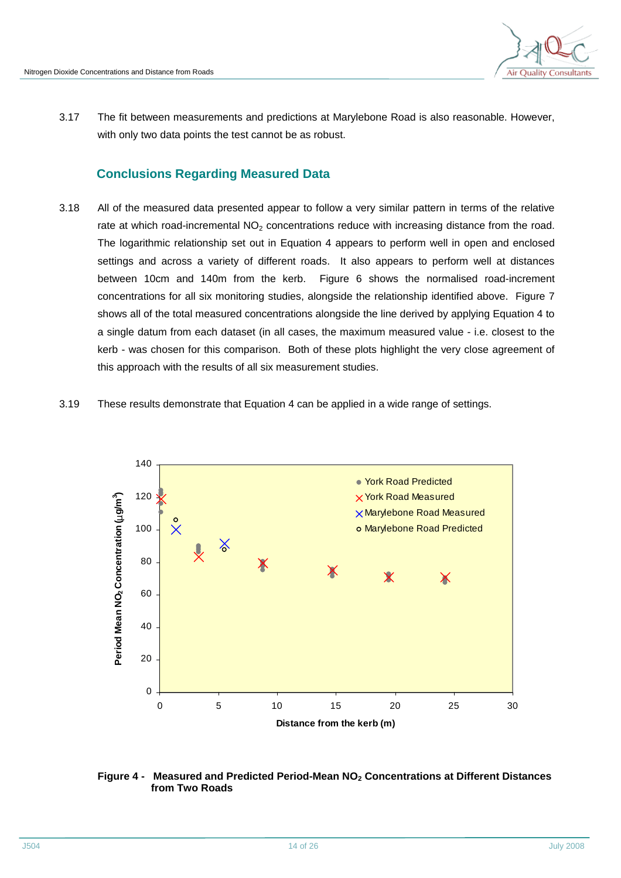3.17 The fit between measurements and predictions at Marylebone Road is also reasonable. However, with only two data points the test cannot be as robust.

## Conclusions Regarding Measured Data

3.18 All of the measured data presented appear to follow a very similar pattern in terms of the relative rate at which road-incremental $NO_2$ concentrations reduce with increasing distance from the road. The logarithmic relationship set out in Equation 4 appears to perform well in open and enclosed settings and across a variety of different roads. It also appears to perform well at distances between 10cm and 140m from the kerb. Figure 6 shows the normalised road-increment concentrations for all six monitoring studies, alongside the relationship identified above. Figure 7 shows all of the total measured concentrations alongside the line derived by applying Equation 4 to a single datum from each dataset (in all cases, the maximum measured value - i.e. closest to the kerb - was chosen for this comparison. Both of these plots highlight the very close agreement of this approach with the results of all six measurement studies.

3.19 These results demonstrate that Equation 4 can be applied in a wide range of settings.

**Figure 4 - Measured and Predicted Period-Mean $NO_2$ Concentrations at Different Distances from Two Roads**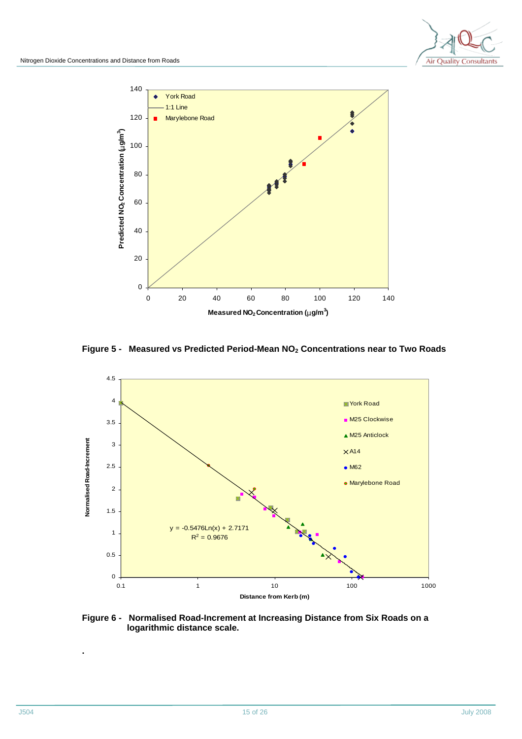**Figure 5 - Measured vs Predicted Period-Mean $NO_2$ Concentrations near to Two Roads**

**Figure 6 - Normalised Road-Increment at Increasing Distance from Six Roads on a logarithmic distance scale.**

.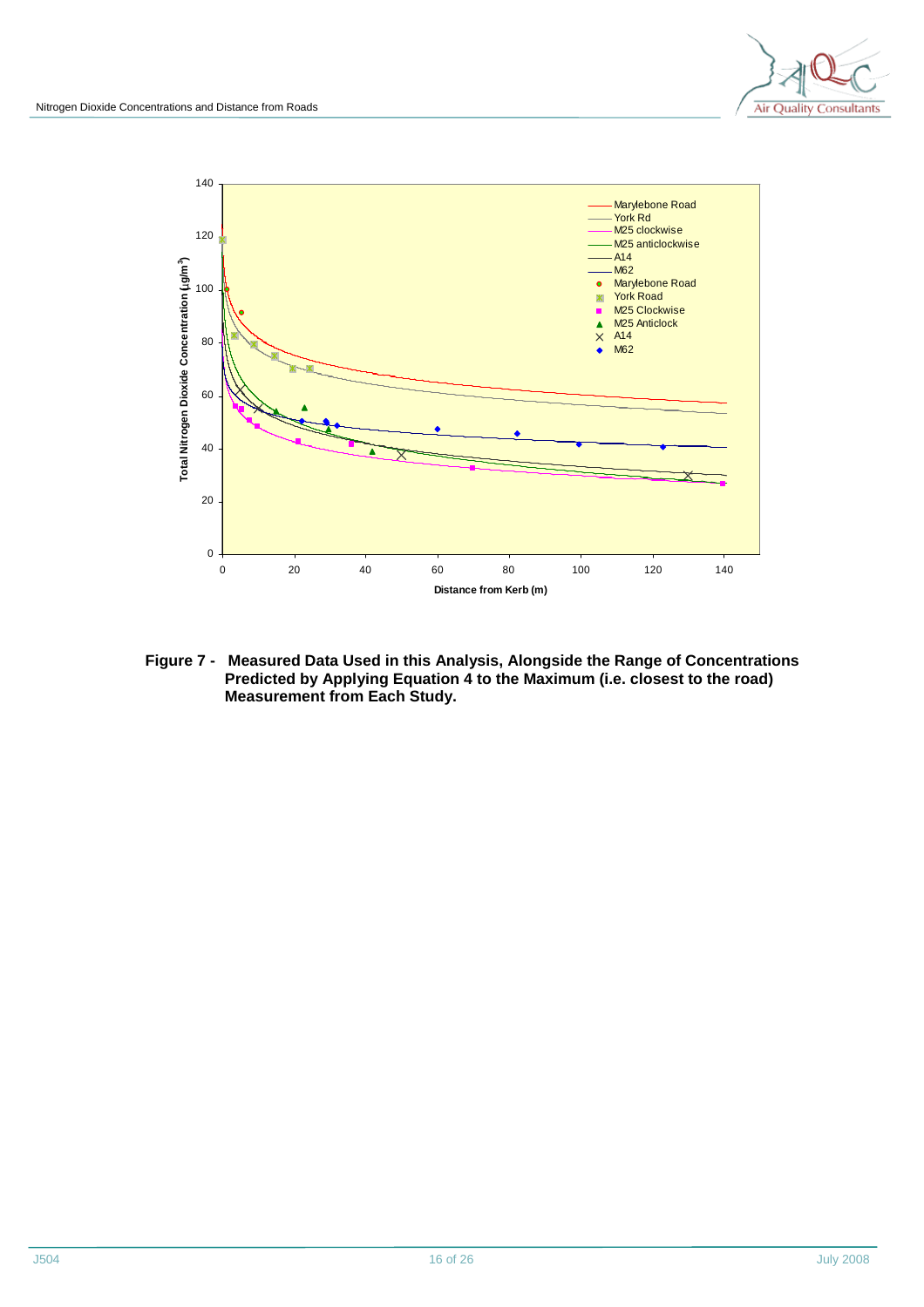**Figure 7 - Measured Data Used in this Analysis, Alongside the Range of Concentrations Predicted by Applying Equation 4 to the Maximum (i.e. closest to the road) Measurement from Each Study.**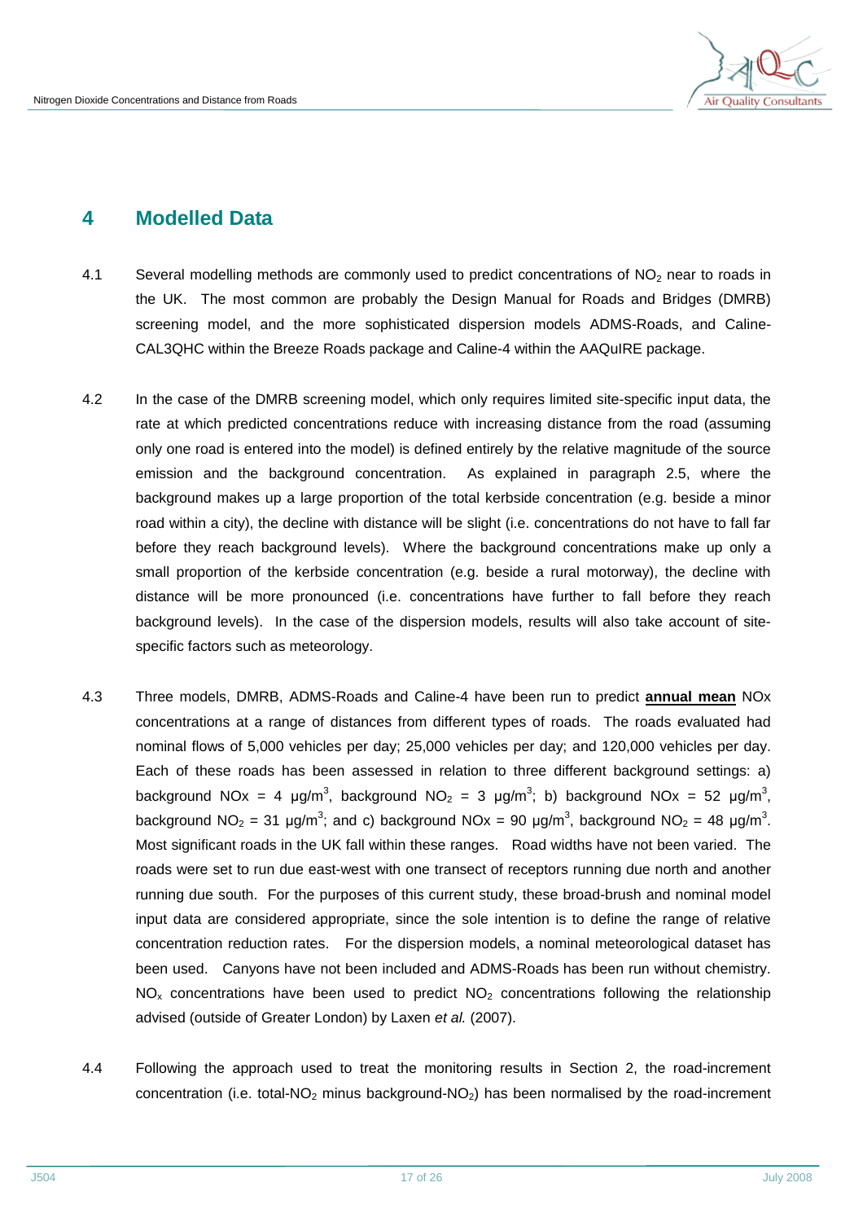## 4 Modelled Data

4.1 Several modelling methods are commonly used to predict concentrations of $NO_2$ near to roads in the UK. The most common are probably the Design Manual for Roads and Bridges (DMRB) screening model, and the more sophisticated dispersion models ADMS-Roads, and Caline-CAL3QHC within the Breeze Roads package and Caline-4 within the AAQuIRE package.

4.2 In the case of the DMRB screening model, which only requires limited site-specific input data, the rate at which predicted concentrations reduce with increasing distance from the road (assuming only one road is entered into the model) is defined entirely by the relative magnitude of the source emission and the background concentration. As explained in paragraph 2.5, where the background makes up a large proportion of the total kerbside concentration (e.g. beside a minor road within a city), the decline with distance will be slight (i.e. concentrations do not have to fall far before they reach background levels). Where the background concentrations make up only a small proportion of the kerbside concentration (e.g. beside a rural motorway), the decline with distance will be more pronounced (i.e. concentrations have further to fall before they reach background levels). In the case of the dispersion models, results will also take account of site-specific factors such as meteorology.

4.3 Three models, DMRB, ADMS-Roads and Caline-4 have been run to predict **annual mean** NOx concentrations at a range of distances from different types of roads. The roads evaluated had nominal flows of 5,000 vehicles per day; 25,000 vehicles per day; and 120,000 vehicles per day. Each of these roads has been assessed in relation to three different background settings: a) background NOx = 4 $\mu g/m^3$, background $NO_2$ = 3 $\mu g/m^3$; b) background NOx = 52 $\mu g/m^3$, background $NO_2$ = 31 $\mu g/m^3$; and c) background NOx = 90 $\mu g/m^3$, background $NO_2$ = 48 $\mu g/m^3$. Most significant roads in the UK fall within these ranges. Road widths have not been varied. The roads were set to run due east-west with one transect of receptors running due north and another running due south. For the purposes of this current study, these broad-brush and nominal model input data are considered appropriate, since the sole intention is to define the range of relative concentration reduction rates. For the dispersion models, a nominal meteorological dataset has been used. Canyons have not been included and ADMS-Roads has been run without chemistry. $NO_x$ concentrations have been used to predict $NO_2$ concentrations following the relationship advised (outside of Greater London) by Laxen *et al.* (2007).

4.4 Following the approach used to treat the monitoring results in Section 2, the road-increment concentration (i.e. total-$NO_2$ minus background-$NO_2$) has been normalised by the road-increment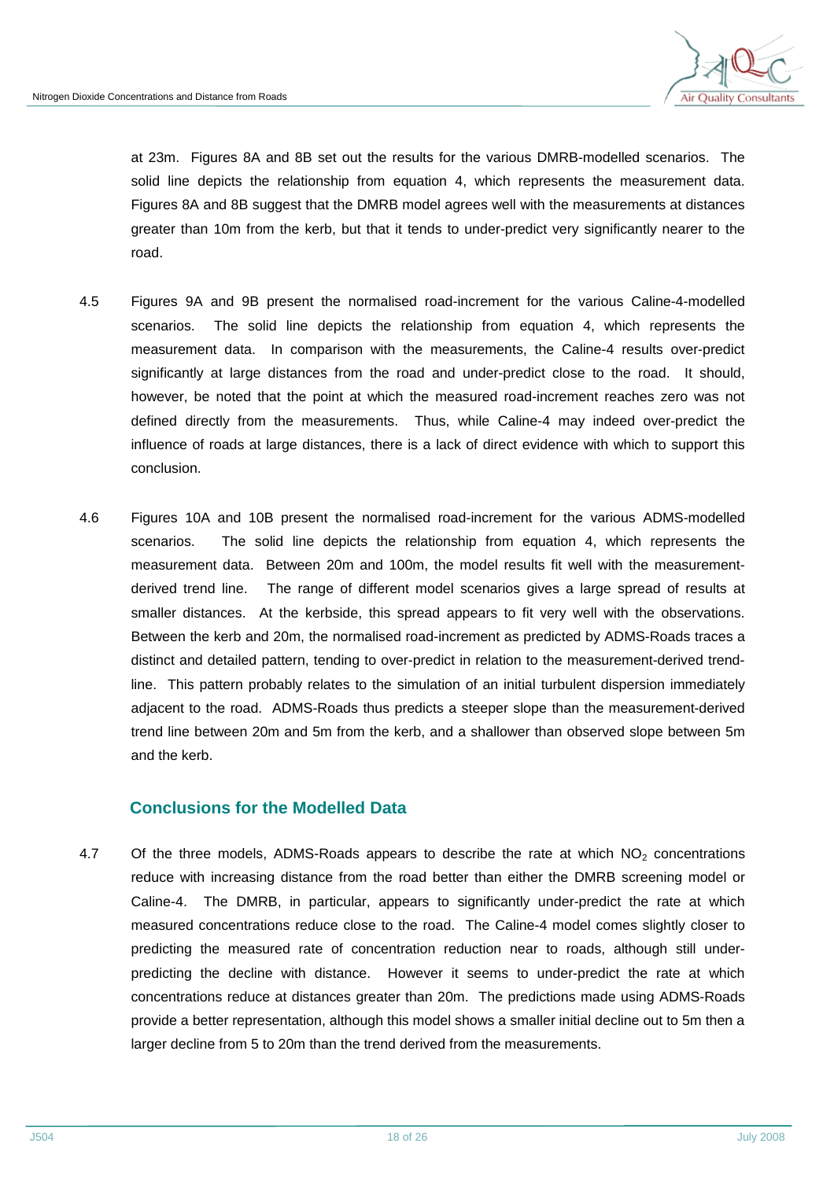at 23m. Figures 8A and 8B set out the results for the various DMRB-modelled scenarios. The solid line depicts the relationship from equation 4, which represents the measurement data. Figures 8A and 8B suggest that the DMRB model agrees well with the measurements at distances greater than 10m from the kerb, but that it tends to under-predict very significantly nearer to the road.

4.5 Figures 9A and 9B present the normalised road-increment for the various Caline-4-modelled scenarios. The solid line depicts the relationship from equation 4, which represents the measurement data. In comparison with the measurements, the Caline-4 results over-predict significantly at large distances from the road and under-predict close to the road. It should, however, be noted that the point at which the measured road-increment reaches zero was not defined directly from the measurements. Thus, while Caline-4 may indeed over-predict the influence of roads at large distances, there is a lack of direct evidence with which to support this conclusion.

4.6 Figures 10A and 10B present the normalised road-increment for the various ADMS-modelled scenarios. The solid line depicts the relationship from equation 4, which represents the measurement data. Between 20m and 100m, the model results fit well with the measurement-derived trend line. The range of different model scenarios gives a large spread of results at smaller distances. At the kerbside, this spread appears to fit very well with the observations. Between the kerb and 20m, the normalised road-increment as predicted by ADMS-Roads traces a distinct and detailed pattern, tending to over-predict in relation to the measurement-derived trend-line. This pattern probably relates to the simulation of an initial turbulent dispersion immediately adjacent to the road. ADMS-Roads thus predicts a steeper slope than the measurement-derived trend line between 20m and 5m from the kerb, and a shallower than observed slope between 5m and the kerb.

## Conclusions for the Modelled Data

4.7 Of the three models, ADMS-Roads appears to describe the rate at which $NO_2$ concentrations reduce with increasing distance from the road better than either the DMRB screening model or Caline-4. The DMRB, in particular, appears to significantly under-predict the rate at which measured concentrations reduce close to the road. The Caline-4 model comes slightly closer to predicting the measured rate of concentration reduction near to roads, although still under-predicting the decline with distance. However it seems to under-predict the rate at which concentrations reduce at distances greater than 20m. The predictions made using ADMS-Roads provide a better representation, although this model shows a smaller initial decline out to 5m then a larger decline from 5 to 20m than the trend derived from the measurements.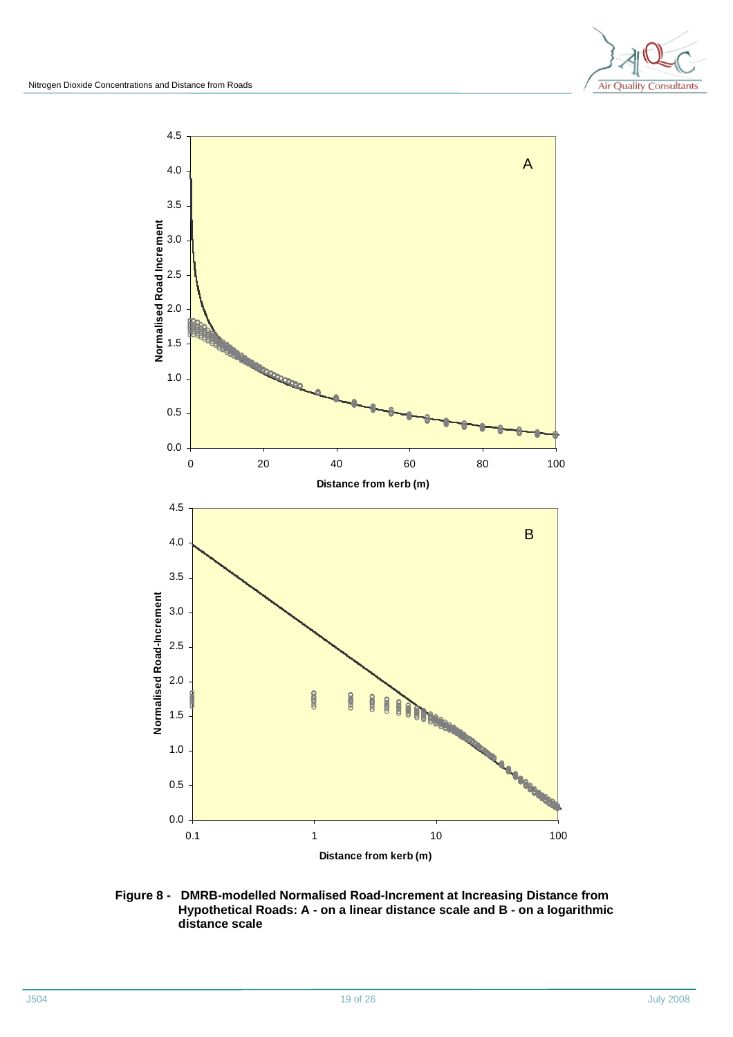**Figure 8 - DMRB-modelled Normalised Road-Increment at Increasing Distance from Hypothetical Roads: A - on a linear distance scale and B - on a logarithmic distance scale**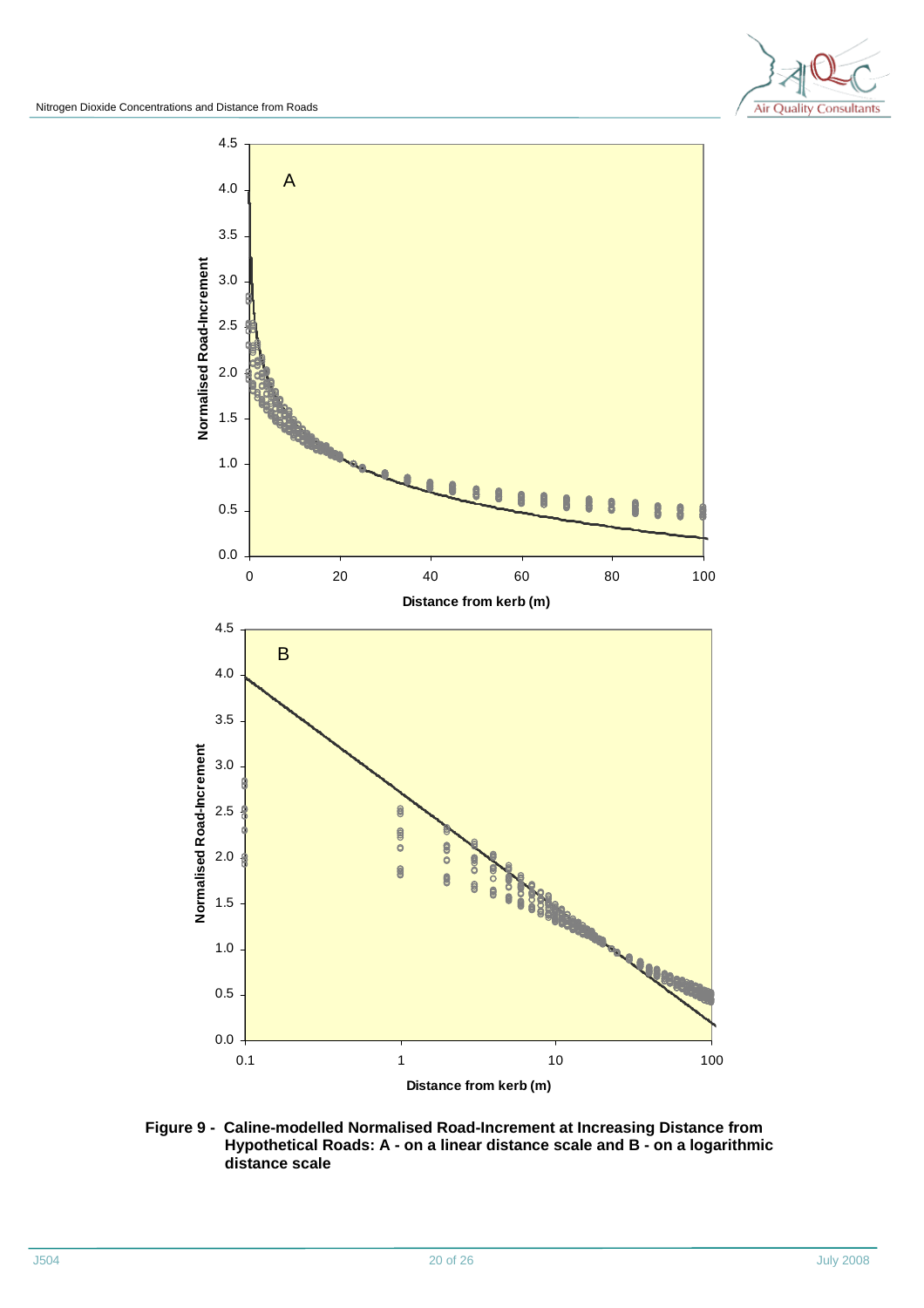**Figure 9 - Caline-modelled Normalised Road-Increment at Increasing Distance from Hypothetical Roads: A - on a linear distance scale and B - on a logarithmic distance scale**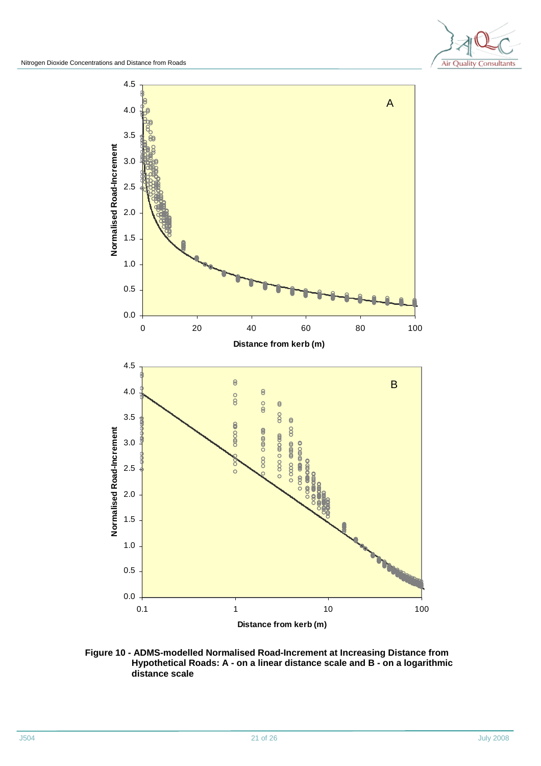**Figure 10 - ADMS-modelled Normalised Road-Increment at Increasing Distance from Hypothetical Roads: A - on a linear distance scale and B - on a logarithmic distance scale**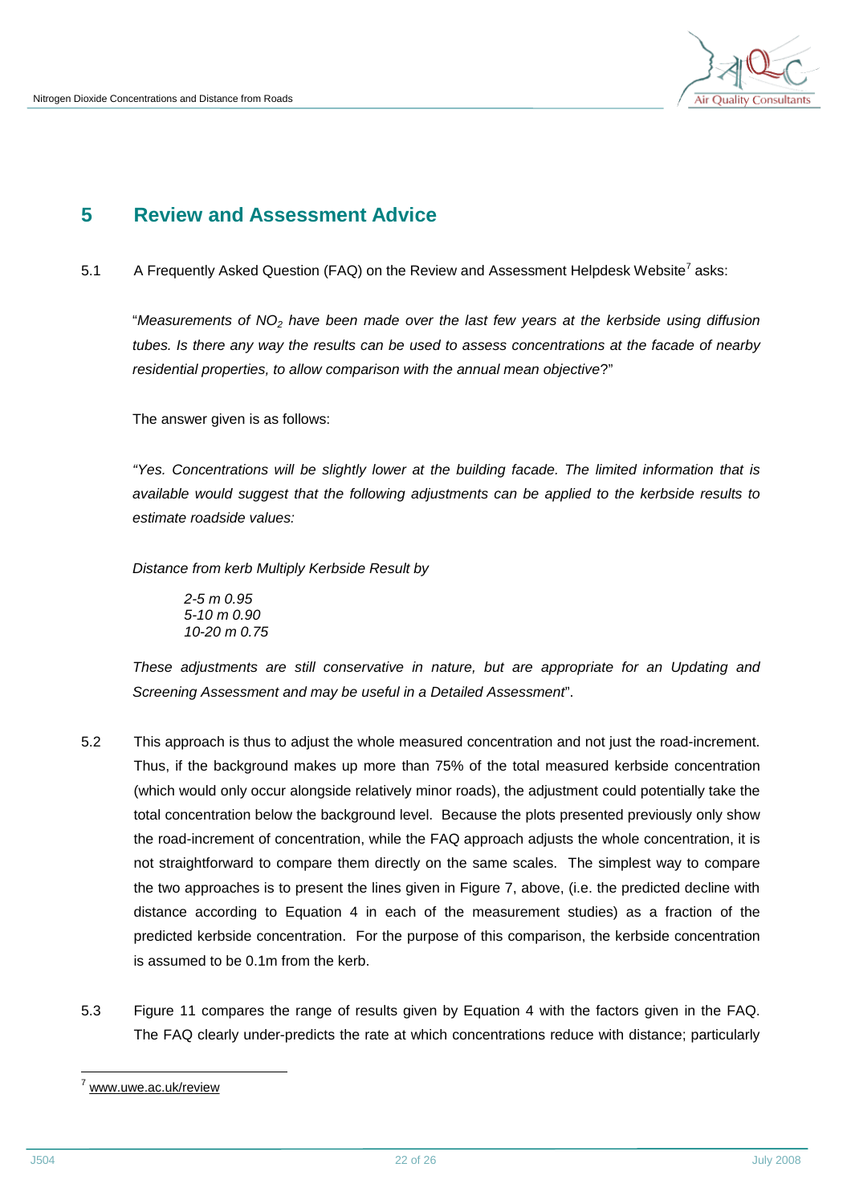# 5 Review and Assessment Advice

5.1 A Frequently Asked Question (FAQ) on the Review and Assessment Helpdesk Website[7] asks:

"*Measurements of $NO_2$ have been made over the last few years at the kerbside using diffusion tubes. Is there any way the results can be used to assess concentrations at the facade of nearby residential properties, to allow comparison with the annual mean objective*?"

The answer given is as follows:

*"Yes. Concentrations will be slightly lower at the building facade. The limited information that is available would suggest that the following adjustments can be applied to the kerbside results to estimate roadside values:*

*Distance from kerb Multiply Kerbside Result by*

*2-5 m 0.95*
*5-10 m 0.90*
*10-20 m 0.75*

*These adjustments are still conservative in nature, but are appropriate for an Updating and Screening Assessment and may be useful in a Detailed Assessment*".

5.2 This approach is thus to adjust the whole measured concentration and not just the road-increment. Thus, if the background makes up more than 75% of the total measured kerbside concentration (which would only occur alongside relatively minor roads), the adjustment could potentially take the total concentration below the background level. Because the plots presented previously only show the road-increment of concentration, while the FAQ approach adjusts the whole concentration, it is not straightforward to compare them directly on the same scales. The simplest way to compare the two approaches is to present the lines given in Figure 7, above, (i.e. the predicted decline with distance according to Equation 4 in each of the measurement studies) as a fraction of the predicted kerbside concentration. For the purpose of this comparison, the kerbside concentration is assumed to be 0.1m from the kerb.

5.3 Figure 11 compares the range of results given by Equation 4 with the factors given in the FAQ. The FAQ clearly under-predicts the rate at which concentrations reduce with distance; particularly

[7] www.uwe.ac.uk/review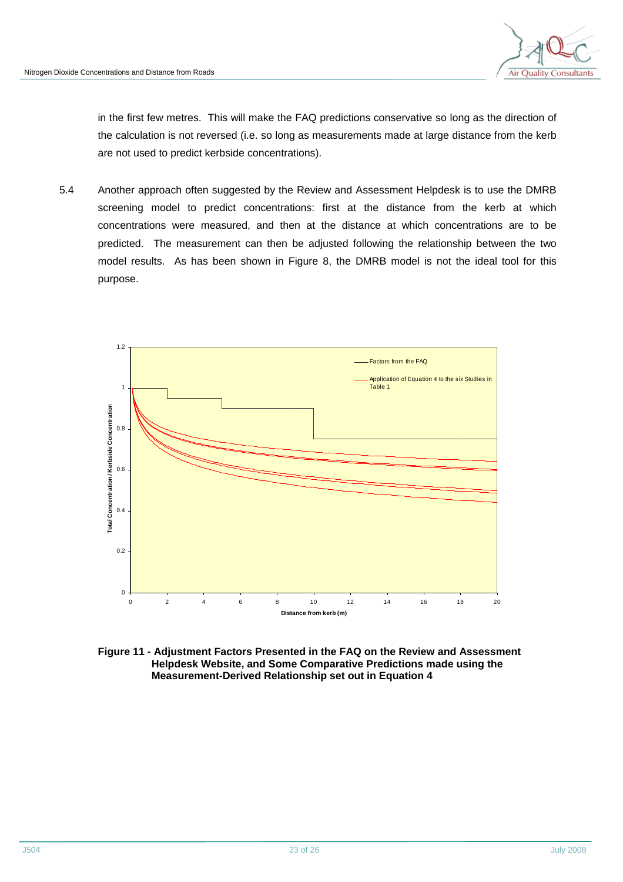in the first few metres. This will make the FAQ predictions conservative so long as the direction of the calculation is not reversed (i.e. so long as measurements made at large distance from the kerb are not used to predict kerbside concentrations).

5.4 Another approach often suggested by the Review and Assessment Helpdesk is to use the DMRB screening model to predict concentrations: first at the distance from the kerb at which concentrations were measured, and then at the distance at which concentrations are to be predicted. The measurement can then be adjusted following the relationship between the two model results. As has been shown in Figure 8, the DMRB model is not the ideal tool for this purpose.

**Figure 11 - Adjustment Factors Presented in the FAQ on the Review and Assessment Helpdesk Website, and Some Comparative Predictions made using the Measurement-Derived Relationship set out in Equation 4**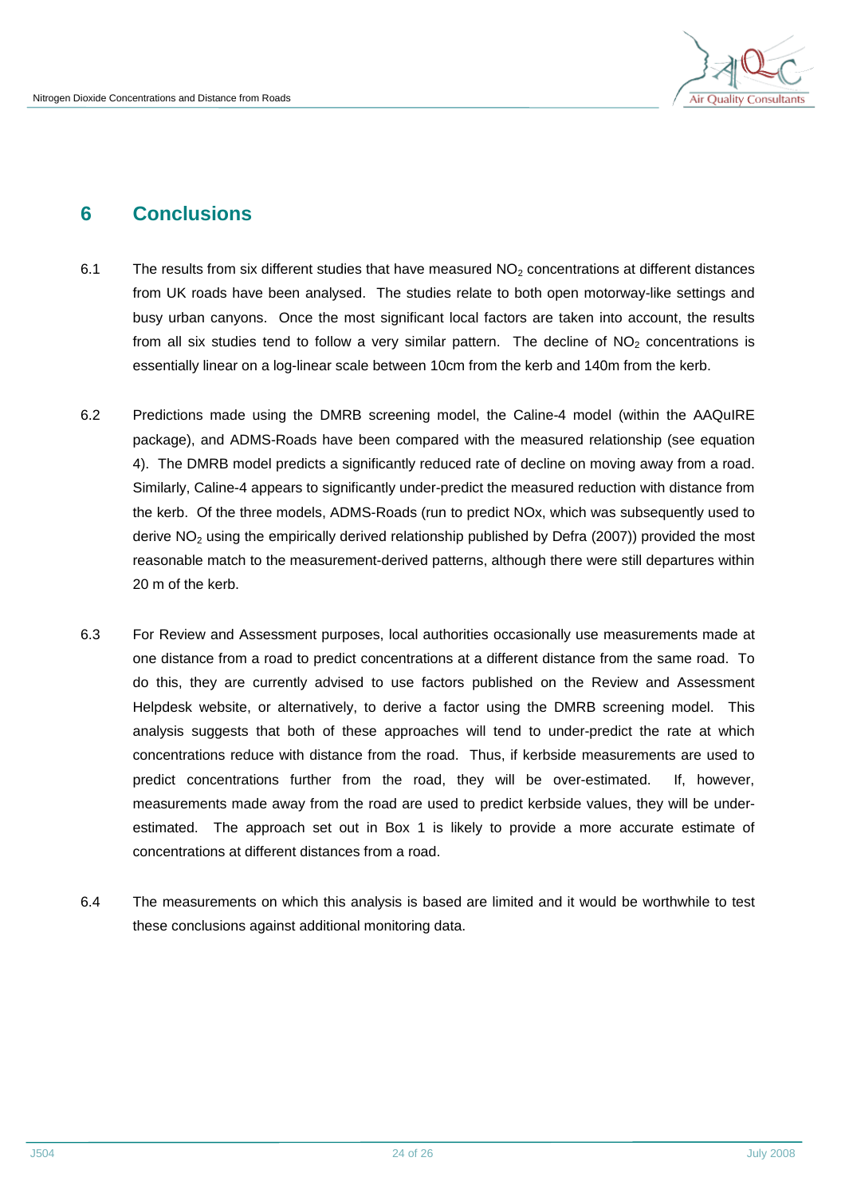# 6 Conclusions

6.1 The results from six different studies that have measured $NO_2$ concentrations at different distances from UK roads have been analysed. The studies relate to both open motorway-like settings and busy urban canyons. Once the most significant local factors are taken into account, the results from all six studies tend to follow a very similar pattern. The decline of $NO_2$ concentrations is essentially linear on a log-linear scale between 10cm from the kerb and 140m from the kerb.

6.2 Predictions made using the DMRB screening model, the Caline-4 model (within the AAQuIRE package), and ADMS-Roads have been compared with the measured relationship (see equation 4). The DMRB model predicts a significantly reduced rate of decline on moving away from a road. Similarly, Caline-4 appears to significantly under-predict the measured reduction with distance from the kerb. Of the three models, ADMS-Roads (run to predict NOx, which was subsequently used to derive $NO_2$ using the empirically derived relationship published by Defra (2007)) provided the most reasonable match to the measurement-derived patterns, although there were still departures within 20 m of the kerb.

6.3 For Review and Assessment purposes, local authorities occasionally use measurements made at one distance from a road to predict concentrations at a different distance from the same road. To do this, they are currently advised to use factors published on the Review and Assessment Helpdesk website, or alternatively, to derive a factor using the DMRB screening model. This analysis suggests that both of these approaches will tend to under-predict the rate at which concentrations reduce with distance from the road. Thus, if kerbside measurements are used to predict concentrations further from the road, they will be over-estimated. If, however, measurements made away from the road are used to predict kerbside values, they will be under-estimated. The approach set out in Box 1 is likely to provide a more accurate estimate of concentrations at different distances from a road.

6.4 The measurements on which this analysis is based are limited and it would be worthwhile to test these conclusions against additional monitoring data.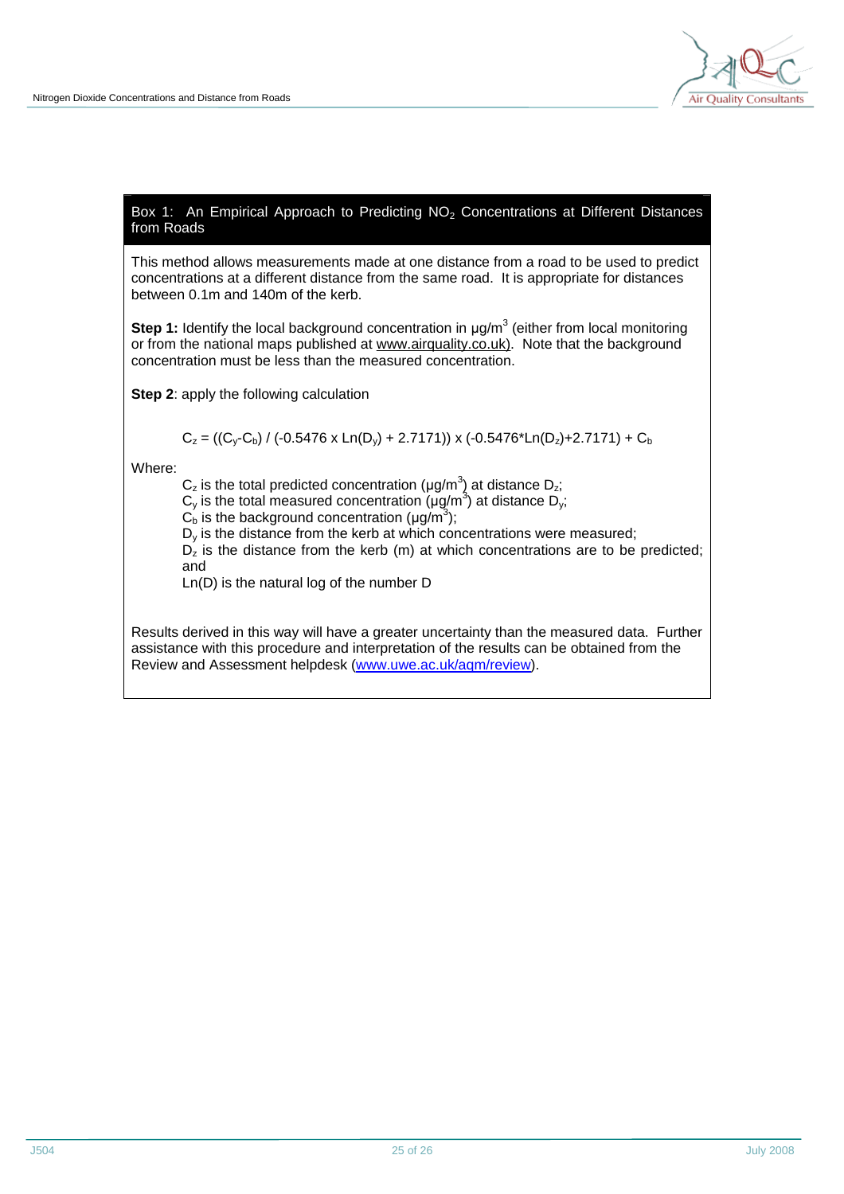### Box 1: An Empirical Approach to Predicting $NO_2$ Concentrations at Different Distances from Roads

This method allows measurements made at one distance from a road to be used to predict concentrations at a different distance from the same road. It is appropriate for distances between 0.1m and 140m of the kerb.

**Step 1:** Identify the local background concentration in µg/m$^3$ (either from local monitoring or from the national maps published at www.airquality.co.uk). Note that the background concentration must be less than the measured concentration.

**Step 2**: apply the following calculation

$$C_z = ((C_y - C_b) / (-0.5476 \times Ln(D_y) + 2.7171)) \times (-0.5476 * Ln(D_z) + 2.7171) + C_b$$

Where:

- $C_z$ is the total predicted concentration (µg/m$^3$) at distance $D_z$;
- $C_y$ is the total measured concentration (µg/m$^3$) at distance $D_y$;
- $C_b$ is the background concentration (µg/m$^3$);
- $D_y$ is the distance from the kerb at which concentrations were measured;
- $D_z$ is the distance from the kerb (m) at which concentrations are to be predicted; and
- Ln(D) is the natural log of the number D

Results derived in this way will have a greater uncertainty than the measured data. Further assistance with this procedure and interpretation of the results can be obtained from the Review and Assessment helpdesk (www.uwe.ac.uk/aqm/review).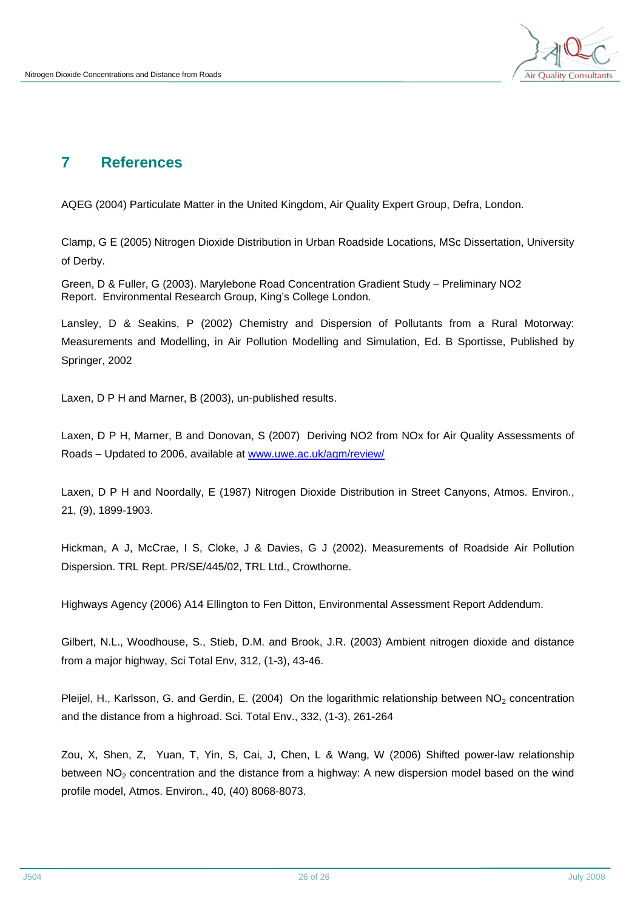# 7 References

AQEG (2004) Particulate Matter in the United Kingdom, Air Quality Expert Group, Defra, London.

Clamp, G E (2005) Nitrogen Dioxide Distribution in Urban Roadside Locations, MSc Dissertation, University of Derby.

Green, D & Fuller, G (2003). Marylebone Road Concentration Gradient Study – Preliminary NO2 Report. Environmental Research Group, King's College London.

Lansley, D & Seakins, P (2002) Chemistry and Dispersion of Pollutants from a Rural Motorway: Measurements and Modelling, in Air Pollution Modelling and Simulation, Ed. B Sportisse, Published by Springer, 2002

Laxen, D P H and Marner, B (2003), un-published results.

Laxen, D P H, Marner, B and Donovan, S (2007) Deriving NO2 from NOx for Air Quality Assessments of Roads – Updated to 2006, available at [www.uwe.ac.uk/aqm/review/](www.uwe.ac.uk/aqm/review/)

Laxen, D P H and Noordally, E (1987) Nitrogen Dioxide Distribution in Street Canyons, Atmos. Environ., 21, (9), 1899-1903.

Hickman, A J, McCrae, I S, Cloke, J & Davies, G J (2002). Measurements of Roadside Air Pollution Dispersion. TRL Rept. PR/SE/445/02, TRL Ltd., Crowthorne.

Highways Agency (2006) A14 Ellington to Fen Ditton, Environmental Assessment Report Addendum.

Gilbert, N.L., Woodhouse, S., Stieb, D.M. and Brook, J.R. (2003) Ambient nitrogen dioxide and distance from a major highway, Sci Total Env, 312, (1-3), 43-46.

Pleijel, H., Karlsson, G. and Gerdin, E. (2004) On the logarithmic relationship between $NO_2$ concentration and the distance from a highroad. Sci. Total Env., 332, (1-3), 261-264

Zou, X, Shen, Z, Yuan, T, Yin, S, Cai, J, Chen, L & Wang, W (2006) Shifted power-law relationship between $NO_2$ concentration and the distance from a highway: A new dispersion model based on the wind profile model, Atmos. Environ., 40, (40) 8068-8073.